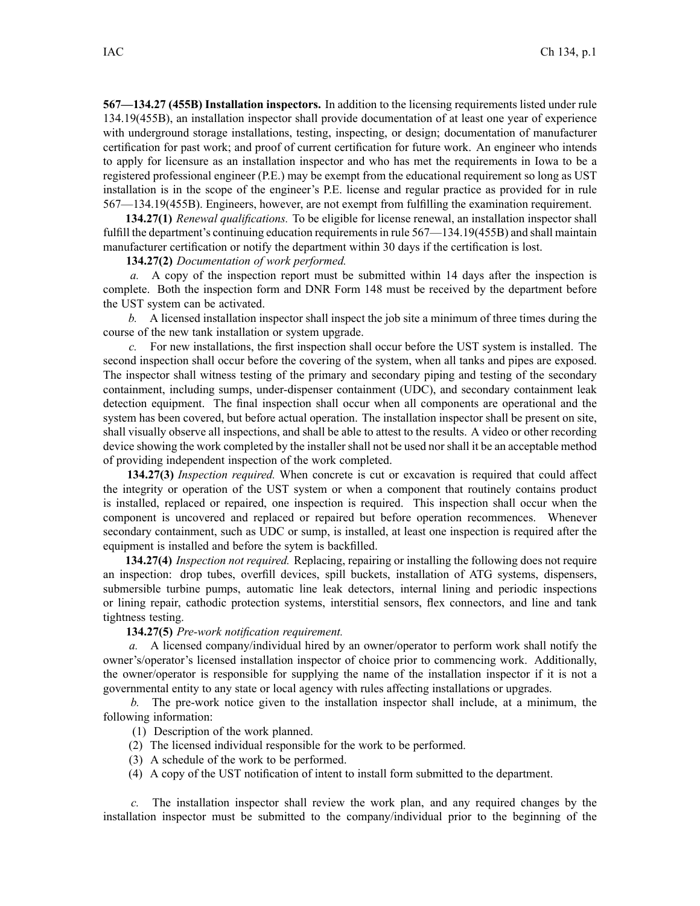**567—134.27 (455B) Installation inspectors.** In addition to the licensing requirements listed under rule 134.19(455B), an installation inspector shall provide documentation of at least one year of experience with underground storage installations, testing, inspecting, or design; documentation of manufacturer certification for past work; and proof of current certification for future work. An engineer who intends to apply for licensure as an installation inspector and who has met the requirements in Iowa to be a registered professional engineer (P.E.) may be exempt from the educational requirement so long as UST installation is in the scope of the engineer's P.E. license and regular practice as provided for in rule 567—134.19(455B). Engineers, however, are not exempt from fulfilling the examination requirement.

**134.27(1)** *Renewal qualifications.* To be eligible for license renewal, an installation inspector shall fulfill the department's continuing education requirements in rule 567—134.19(455B) and shall maintain manufacturer certification or notify the department within 30 days if the certification is lost.

**134.27(2)** *Documentation of work performed.*

*a.* A copy of the inspection report must be submitted within 14 days after the inspection is complete. Both the inspection form and DNR Form 148 must be received by the department before the UST system can be activated.

*b.* A licensed installation inspector shall inspect the job site a minimum of three times during the course of the new tank installation or system upgrade.

*c.* For new installations, the first inspection shall occur before the UST system is installed. The second inspection shall occur before the covering of the system, when all tanks and pipes are exposed. The inspector shall witness testing of the primary and secondary piping and testing of the secondary containment, including sumps, under-dispenser containment (UDC), and secondary containment leak detection equipment. The final inspection shall occur when all components are operational and the system has been covered, but before actual operation. The installation inspector shall be present on site, shall visually observe all inspections, and shall be able to attest to the results. A video or other recording device showing the work completed by the installer shall not be used nor shall it be an acceptable method of providing independent inspection of the work completed.

**134.27(3)** *Inspection required.* When concrete is cut or excavation is required that could affect the integrity or operation of the UST system or when a component that routinely contains product is installed, replaced or repaired, one inspection is required. This inspection shall occur when the component is uncovered and replaced or repaired but before operation recommences. Whenever secondary containment, such as UDC or sump, is installed, at least one inspection is required after the equipment is installed and before the sytem is backfilled.

**134.27(4)** *Inspection not required.* Replacing, repairing or installing the following does not require an inspection: drop tubes, overfill devices, spill buckets, installation of ATG systems, dispensers, submersible turbine pumps, automatic line leak detectors, internal lining and periodic inspections or lining repair, cathodic protection systems, interstitial sensors, flex connectors, and line and tank tightness testing.

**134.27(5)** *Pre-work notification requirement.*

*a.* A licensed company/individual hired by an owner/operator to perform work shall notify the owner's/operator's licensed installation inspector of choice prior to commencing work. Additionally, the owner/operator is responsible for supplying the name of the installation inspector if it is not a governmental entity to any state or local agency with rules affecting installations or upgrades.

*b.* The pre-work notice given to the installation inspector shall include, at a minimum, the following information:

(1) Description of the work planned.

(2) The licensed individual responsible for the work to be performed.

(3) A schedule of the work to be performed.

(4) A copy of the UST notification of intent to install form submitted to the department.

*c.* The installation inspector shall review the work plan, and any required changes by the installation inspector must be submitted to the company/individual prior to the beginning of the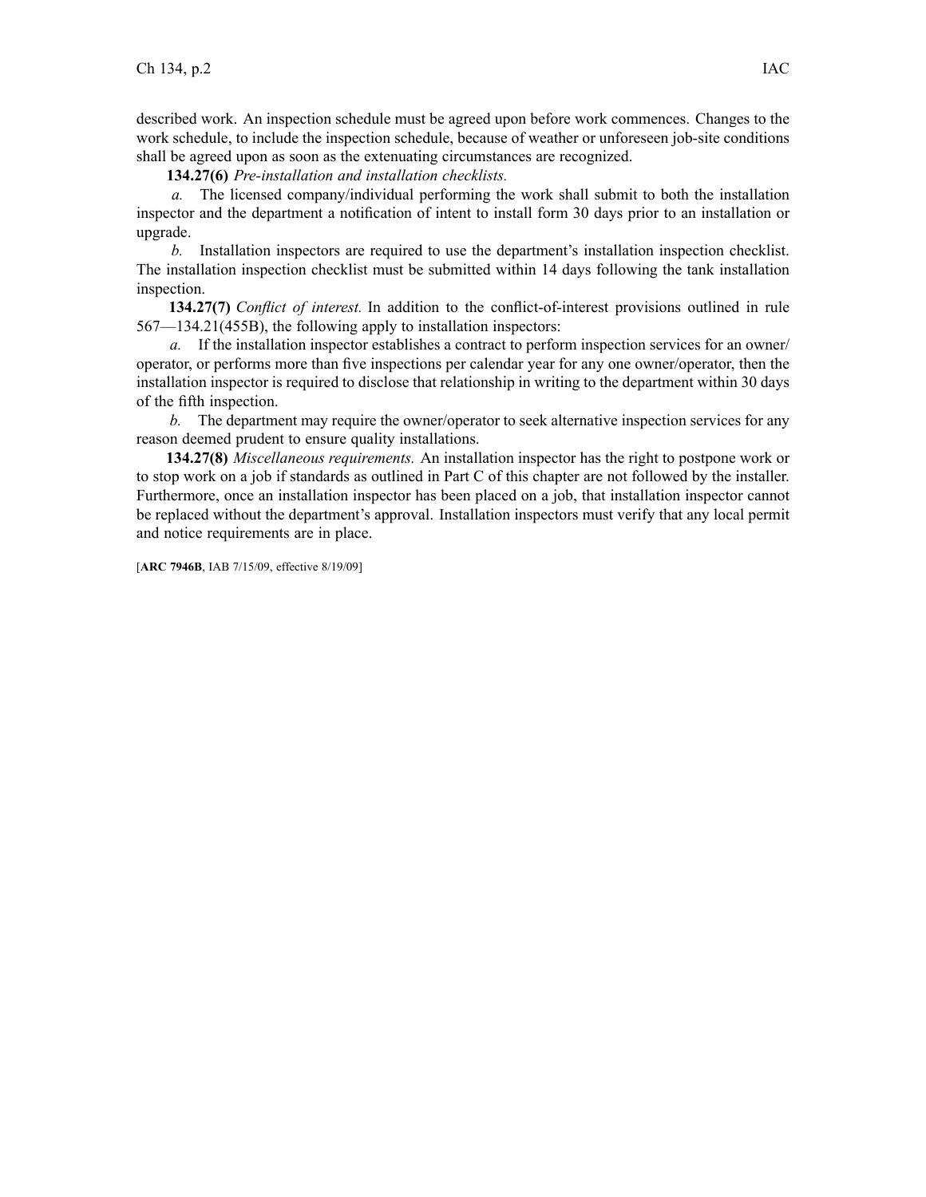described work. An inspection schedule must be agreed upon before work commences. Changes to the work schedule, to include the inspection schedule, because of weather or unforeseen job-site conditions shall be agreed upon as soon as the extenuating circumstances are recognized.

**134.27(6)** *Pre-installation and installation checklists.*

*a.* The licensed company/individual performing the work shall submit to both the installation inspector and the department a notification of intent to install form 30 days prior to an installation or upgrade.

*b.* Installation inspectors are required to use the department's installation inspection checklist. The installation inspection checklist must be submitted within 14 days following the tank installation inspection.

**134.27(7)** *Conflict of interest.* In addition to the conflict-of-interest provisions outlined in rule 567—134.21(455B), the following apply to installation inspectors:

*a.* If the installation inspector establishes a contract to perform inspection services for an owner/operator, or performs more than five inspections per calendar year for any one owner/operator, then the installation inspector is required to disclose that relationship in writing to the department within 30 days of the fifth inspection.

*b.* The department may require the owner/operator to seek alternative inspection services for any reason deemed prudent to ensure quality installations.

**134.27(8)** *Miscellaneous requirements.* An installation inspector has the right to postpone work or to stop work on a job if standards as outlined in Part C of this chapter are not followed by the installer. Furthermore, once an installation inspector has been placed on a job, that installation inspector cannot be replaced without the department's approval. Installation inspectors must verify that any local permit and notice requirements are in place.

[**ARC 7946B**, IAB 7/15/09, effective 8/19/09]